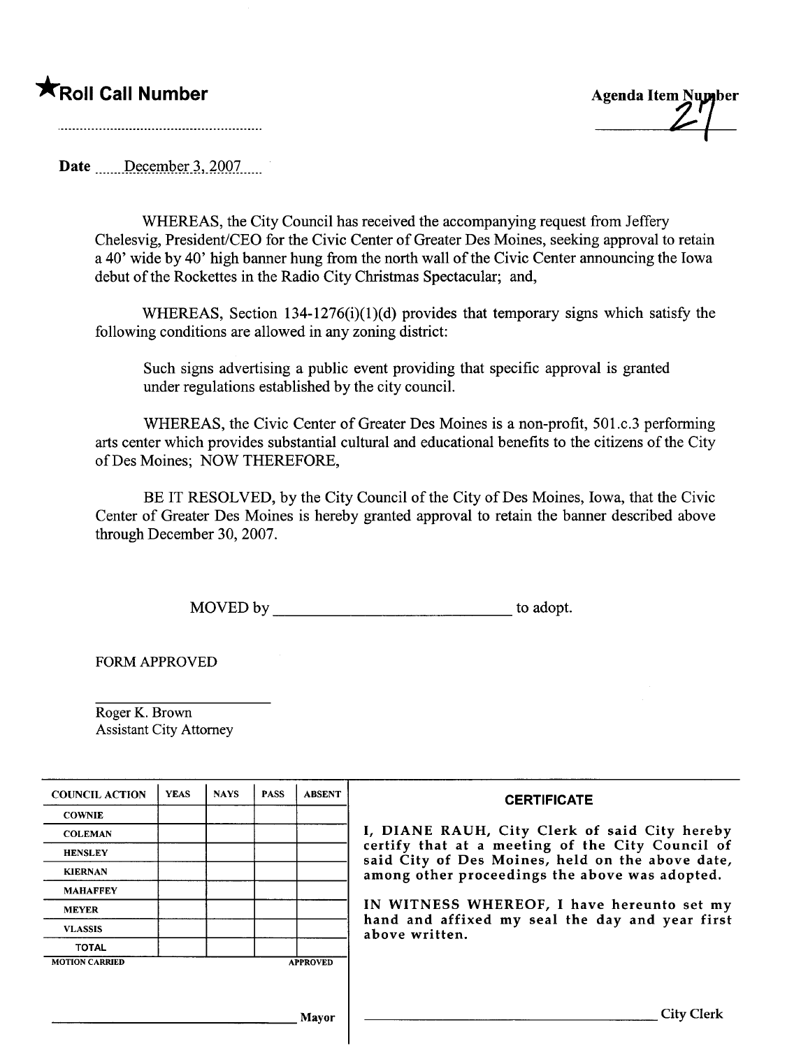**★Roll Call Number**

.........................................................

Agenda Item Number 27

Date ......December 3, 2007......

WHEREAS, the City Council has received the accompanying request from Jeffery Chelesvig, President/CEO for the Civic Center of Greater Des Moines, seeking approval to retain a 40' wide by 40' high banner hung from the north wall of the Civic Center announcing the Iowa debut of the Rockettes in the Radio City Christmas Spectacular; and,

WHEREAS, Section 134-1276(i)(1)(d) provides that temporary signs which satisfy the following conditions are allowed in any zoning district:

> Such signs advertising a public event providing that specific approval is granted under regulations established by the city council.

WHEREAS, the Civic Center of Greater Des Moines is a non-profit, 501.c.3 performing arts center which provides substantial cultural and educational benefits to the citizens of the City of Des Moines; NOW THEREFORE,

BE IT RESOLVED, by the City Council of the City of Des Moines, Iowa, that the Civic Center of Greater Des Moines is hereby granted approval to retain the banner described above through December 30, 2007.

MOVED by ______________________________ to adopt.

FORM APPROVED

______________________

Roger K. Brown
Assistant City Attorney

| COUNCIL ACTION | YEAS | NAYS | PASS | ABSENT |
|---|---|---|---|---|
| COWNIE | | | | |
| COLEMAN | | | | |
| HENSLEY | | | | |
| KIERNAN | | | | |
| MAHAFFEY | | | | |
| MEYER | | | | |
| VLASSIS | | | | |
| TOTAL | | | | |
| MOTION CARRIED | | | | APPROVED |

______________________________ Mayor

**CERTIFICATE**

I, DIANE RAUH, City Clerk of said City hereby certify that at a meeting of the City Council of said City of Des Moines, held on the above date, among other proceedings the above was adopted.

IN WITNESS WHEREOF, I have hereunto set my hand and affixed my seal the day and year first above written.

______________________________ City Clerk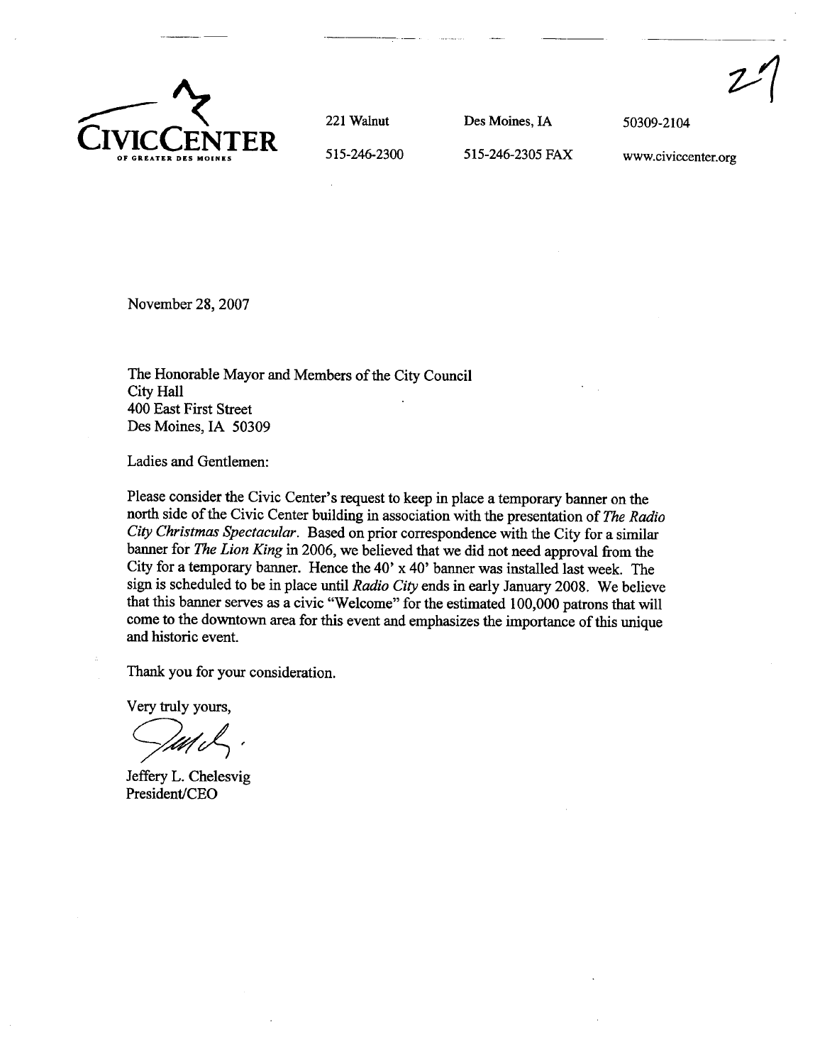27

**CIVICCENTER**
OF GREATER DES MOINES

221 Walnut | Des Moines, IA | 50309-2104
515-246-2300 | 515-246-2305 FAX | www.civiccenter.org

November 28, 2007

The Honorable Mayor and Members of the City Council
City Hall
400 East First Street
Des Moines, IA 50309

Ladies and Gentlemen:

Please consider the Civic Center's request to keep in place a temporary banner on the north side of the Civic Center building in association with the presentation of *The Radio City Christmas Spectacular*. Based on prior correspondence with the City for a similar banner for *The Lion King* in 2006, we believed that we did not need approval from the City for a temporary banner. Hence the 40' x 40' banner was installed last week. The sign is scheduled to be in place until *Radio City* ends in early January 2008. We believe that this banner serves as a civic "Welcome" for the estimated 100,000 patrons that will come to the downtown area for this event and emphasizes the importance of this unique and historic event.

Thank you for your consideration.

Very truly yours,

Jeffery L. Chelesvig
President/CEO